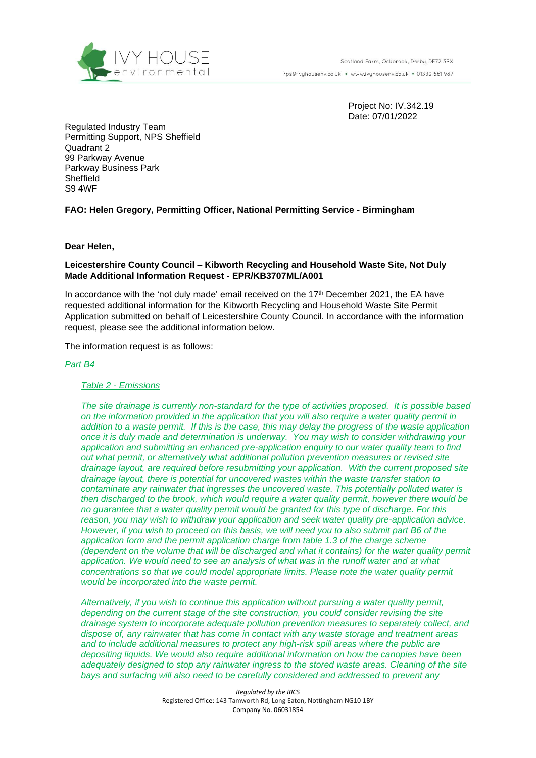Project No: IV.342.19
Date: 07/01/2022

Regulated Industry Team
Permitting Support, NPS Sheffield
Quadrant 2
99 Parkway Avenue
Parkway Business Park
Sheffield
S9 4WF

**FAO: Helen Gregory, Permitting Officer, National Permitting Service - Birmingham**

**Dear Helen,**

**Leicestershire County Council – Kibworth Recycling and Household Waste Site, Not Duly Made Additional Information Request - EPR/KB3707ML/A001**

In accordance with the 'not duly made' email received on the 17th December 2021, the EA have requested additional information for the Kibworth Recycling and Household Waste Site Permit Application submitted on behalf of Leicestershire County Council. In accordance with the information request, please see the additional information below.

The information request is as follows:

*Part B4*

*Table 2 - Emissions*

*The site drainage is currently non-standard for the type of activities proposed. It is possible based on the information provided in the application that you will also require a water quality permit in addition to a waste permit. If this is the case, this may delay the progress of the waste application once it is duly made and determination is underway. You may wish to consider withdrawing your application and submitting an enhanced pre-application enquiry to our water quality team to find out what permit, or alternatively what additional pollution prevention measures or revised site drainage layout, are required before resubmitting your application. With the current proposed site drainage layout, there is potential for uncovered wastes within the waste transfer station to contaminate any rainwater that ingresses the uncovered waste. This potentially polluted water is then discharged to the brook, which would require a water quality permit, however there would be no guarantee that a water quality permit would be granted for this type of discharge. For this reason, you may wish to withdraw your application and seek water quality pre-application advice. However, if you wish to proceed on this basis, we will need you to also submit part B6 of the application form and the permit application charge from table 1.3 of the charge scheme (dependent on the volume that will be discharged and what it contains) for the water quality permit application. We would need to see an analysis of what was in the runoff water and at what concentrations so that we could model appropriate limits. Please note the water quality permit would be incorporated into the waste permit.*

*Alternatively, if you wish to continue this application without pursuing a water quality permit, depending on the current stage of the site construction, you could consider revising the site drainage system to incorporate adequate pollution prevention measures to separately collect, and dispose of, any rainwater that has come in contact with any waste storage and treatment areas and to include additional measures to protect any high-risk spill areas where the public are depositing liquids. We would also require additional information on how the canopies have been adequately designed to stop any rainwater ingress to the stored waste areas. Cleaning of the site bays and surfacing will also need to be carefully considered and addressed to prevent any*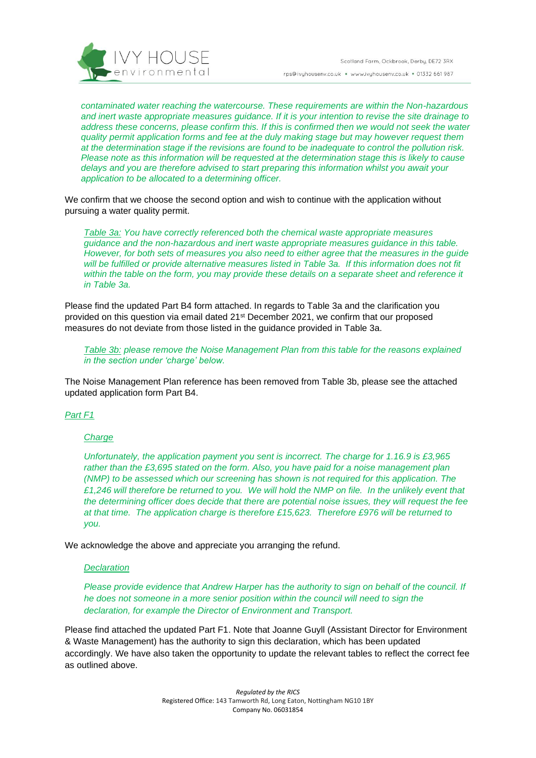*contaminated water reaching the watercourse. These requirements are within the Non-hazardous and inert waste appropriate measures guidance. If it is your intention to revise the site drainage to address these concerns, please confirm this. If this is confirmed then we would not seek the water quality permit application forms and fee at the duly making stage but may however request them at the determination stage if the revisions are found to be inadequate to control the pollution risk. Please note as this information will be requested at the determination stage this is likely to cause delays and you are therefore advised to start preparing this information whilst you await your application to be allocated to a determining officer.*

We confirm that we choose the second option and wish to continue with the application without pursuing a water quality permit.

> *Table 3a: You have correctly referenced both the chemical waste appropriate measures guidance and the non-hazardous and inert waste appropriate measures guidance in this table. However, for both sets of measures you also need to either agree that the measures in the guide will be fulfilled or provide alternative measures listed in Table 3a. If this information does not fit within the table on the form, you may provide these details on a separate sheet and reference it in Table 3a.*

Please find the updated Part B4 form attached. In regards to Table 3a and the clarification you provided on this question via email dated 21st December 2021, we confirm that our proposed measures do not deviate from those listed in the guidance provided in Table 3a.

> *Table 3b: please remove the Noise Management Plan from this table for the reasons explained in the section under 'charge' below.*

The Noise Management Plan reference has been removed from Table 3b, please see the attached updated application form Part B4.

*Part F1*

> *Charge*
>
> *Unfortunately, the application payment you sent is incorrect. The charge for 1.16.9 is £3,965 rather than the £3,695 stated on the form. Also, you have paid for a noise management plan (NMP) to be assessed which our screening has shown is not required for this application. The £1,246 will therefore be returned to you. We will hold the NMP on file. In the unlikely event that the determining officer does decide that there are potential noise issues, they will request the fee at that time. The application charge is therefore £15,623. Therefore £976 will be returned to you.*

We acknowledge the above and appreciate you arranging the refund.

> *Declaration*
>
> *Please provide evidence that Andrew Harper has the authority to sign on behalf of the council. If he does not someone in a more senior position within the council will need to sign the declaration, for example the Director of Environment and Transport.*

Please find attached the updated Part F1. Note that Joanne Guyll (Assistant Director for Environment & Waste Management) has the authority to sign this declaration, which has been updated accordingly. We have also taken the opportunity to update the relevant tables to reflect the correct fee as outlined above.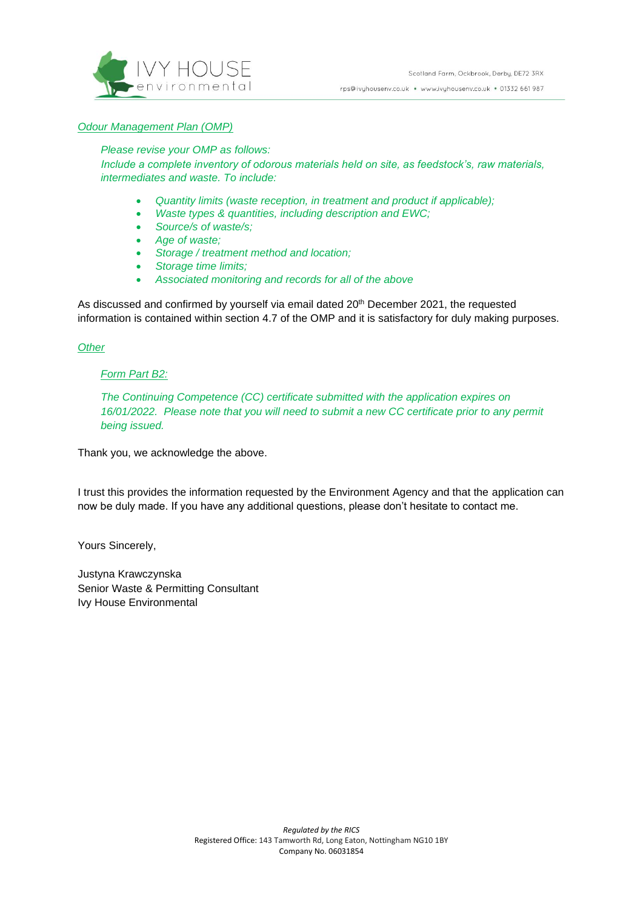*Odour Management Plan (OMP)*

*Please revise your OMP as follows:*
*Include a complete inventory of odorous materials held on site, as feedstock's, raw materials, intermediates and waste. To include:*

- *Quantity limits (waste reception, in treatment and product if applicable);*
- *Waste types & quantities, including description and EWC;*
- *Source/s of waste/s;*
- *Age of waste;*
- *Storage / treatment method and location;*
- *Storage time limits;*
- *Associated monitoring and records for all of the above*

As discussed and confirmed by yourself via email dated 20th December 2021, the requested information is contained within section 4.7 of the OMP and it is satisfactory for duly making purposes.

*Other*

*Form Part B2:*

*The Continuing Competence (CC) certificate submitted with the application expires on 16/01/2022. Please note that you will need to submit a new CC certificate prior to any permit being issued.*

Thank you, we acknowledge the above.

I trust this provides the information requested by the Environment Agency and that the application can now be duly made. If you have any additional questions, please don't hesitate to contact me.

Yours Sincerely,

Justyna Krawczynska
Senior Waste & Permitting Consultant
Ivy House Environmental